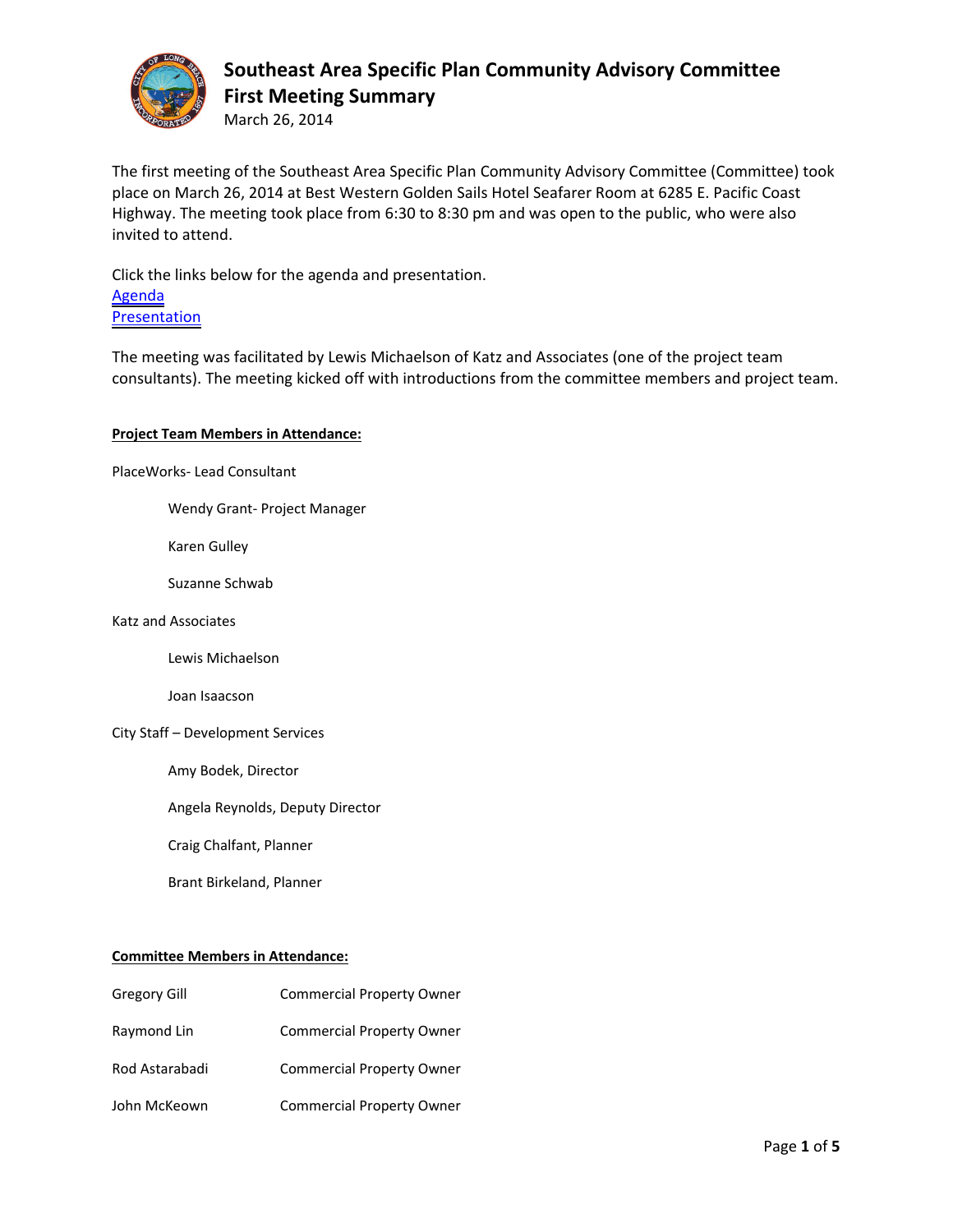# Southeast Area Specific Plan Community Advisory Committee First Meeting Summary

March 26, 2014

The first meeting of the Southeast Area Specific Plan Community Advisory Committee (Committee) took place on March 26, 2014 at Best Western Golden Sails Hotel Seafarer Room at 6285 E. Pacific Coast Highway. The meeting took place from 6:30 to 8:30 pm and was open to the public, who were also invited to attend.

Click the links below for the agenda and presentation.
Agenda
Presentation

The meeting was facilitated by Lewis Michaelson of Katz and Associates (one of the project team consultants). The meeting kicked off with introductions from the committee members and project team.

**Project Team Members in Attendance:**

PlaceWorks- Lead Consultant

- Wendy Grant- Project Manager
- Karen Gulley
- Suzanne Schwab

Katz and Associates

- Lewis Michaelson
- Joan Isaacson

City Staff – Development Services

- Amy Bodek, Director
- Angela Reynolds, Deputy Director
- Craig Chalfant, Planner
- Brant Birkeland, Planner

**Committee Members in Attendance:**

| | |
|---|---|
| Gregory Gill | Commercial Property Owner |
| Raymond Lin | Commercial Property Owner |
| Rod Astarabadi | Commercial Property Owner |
| John McKeown | Commercial Property Owner |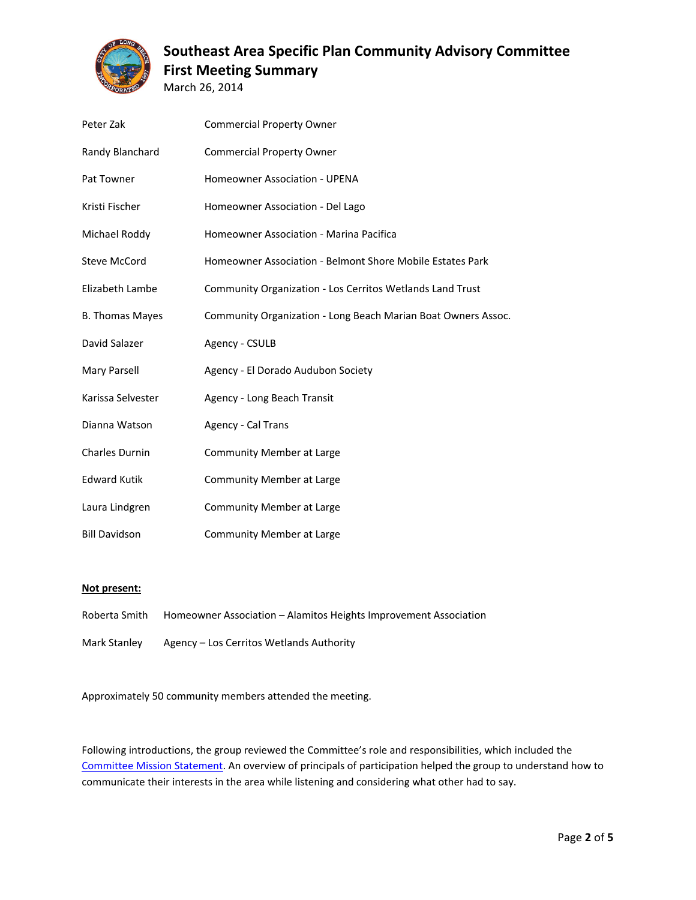# Southeast Area Specific Plan Community Advisory Committee First Meeting Summary

March 26, 2014

| | |
|---|---|
| Peter Zak | Commercial Property Owner |
| Randy Blanchard | Commercial Property Owner |
| Pat Towner | Homeowner Association - UPENA |
| Kristi Fischer | Homeowner Association - Del Lago |
| Michael Roddy | Homeowner Association - Marina Pacifica |
| Steve McCord | Homeowner Association - Belmont Shore Mobile Estates Park |
| Elizabeth Lambe | Community Organization - Los Cerritos Wetlands Land Trust |
| B. Thomas Mayes | Community Organization - Long Beach Marian Boat Owners Assoc. |
| David Salazer | Agency - CSULB |
| Mary Parsell | Agency - El Dorado Audubon Society |
| Karissa Selvester | Agency - Long Beach Transit |
| Dianna Watson | Agency - Cal Trans |
| Charles Durnin | Community Member at Large |
| Edward Kutik | Community Member at Large |
| Laura Lindgren | Community Member at Large |
| Bill Davidson | Community Member at Large |

**Not present:**

| | |
|---|---|
| Roberta Smith | Homeowner Association – Alamitos Heights Improvement Association |
| Mark Stanley | Agency – Los Cerritos Wetlands Authority |

Approximately 50 community members attended the meeting.

Following introductions, the group reviewed the Committee's role and responsibilities, which included the Committee Mission Statement. An overview of principals of participation helped the group to understand how to communicate their interests in the area while listening and considering what other had to say.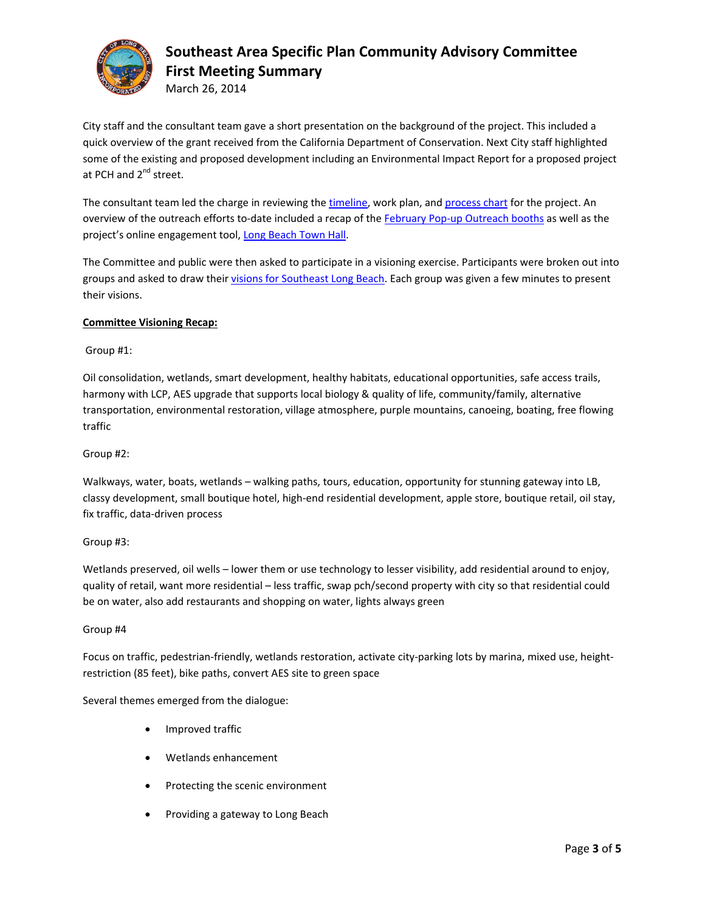# Southeast Area Specific Plan Community Advisory Committee
## First Meeting Summary
March 26, 2014

City staff and the consultant team gave a short presentation on the background of the project. This included a quick overview of the grant received from the California Department of Conservation. Next City staff highlighted some of the existing and proposed development including an Environmental Impact Report for a proposed project at PCH and 2nd street.

The consultant team led the charge in reviewing the timeline, work plan, and process chart for the project. An overview of the outreach efforts to-date included a recap of the February Pop-up Outreach booths as well as the project's online engagement tool, Long Beach Town Hall.

The Committee and public were then asked to participate in a visioning exercise. Participants were broken out into groups and asked to draw their visions for Southeast Long Beach. Each group was given a few minutes to present their visions.

**Committee Visioning Recap:**

Group #1:

Oil consolidation, wetlands, smart development, healthy habitats, educational opportunities, safe access trails, harmony with LCP, AES upgrade that supports local biology & quality of life, community/family, alternative transportation, environmental restoration, village atmosphere, purple mountains, canoeing, boating, free flowing traffic

Group #2:

Walkways, water, boats, wetlands – walking paths, tours, education, opportunity for stunning gateway into LB, classy development, small boutique hotel, high-end residential development, apple store, boutique retail, oil stay, fix traffic, data-driven process

Group #3:

Wetlands preserved, oil wells – lower them or use technology to lesser visibility, add residential around to enjoy, quality of retail, want more residential – less traffic, swap pch/second property with city so that residential could be on water, also add restaurants and shopping on water, lights always green

Group #4

Focus on traffic, pedestrian-friendly, wetlands restoration, activate city-parking lots by marina, mixed use, height-restriction (85 feet), bike paths, convert AES site to green space

Several themes emerged from the dialogue:

- Improved traffic
- Wetlands enhancement
- Protecting the scenic environment
- Providing a gateway to Long Beach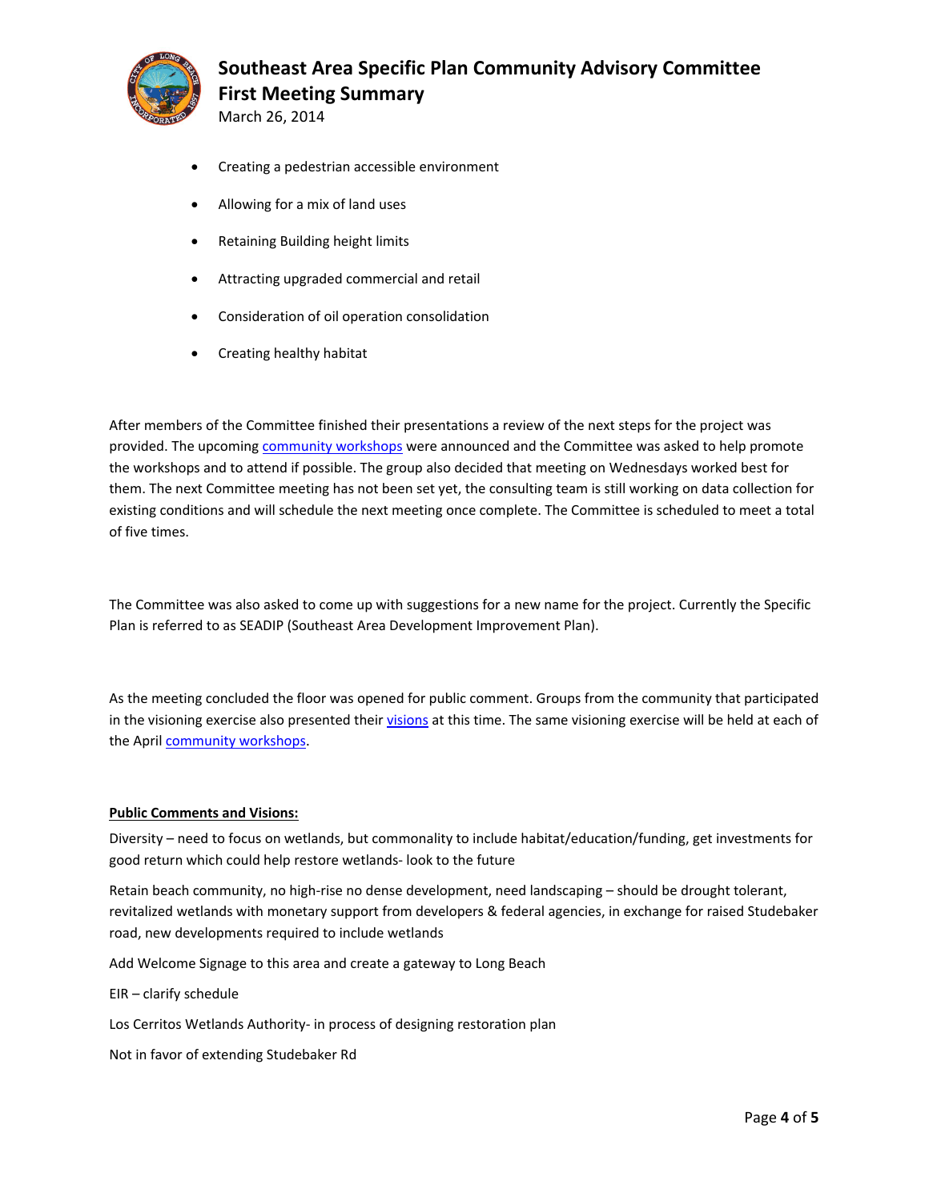- Creating a pedestrian accessible environment
- Allowing for a mix of land uses
- Retaining Building height limits
- Attracting upgraded commercial and retail
- Consideration of oil operation consolidation
- Creating healthy habitat

After members of the Committee finished their presentations a review of the next steps for the project was provided. The upcoming community workshops were announced and the Committee was asked to help promote the workshops and to attend if possible. The group also decided that meeting on Wednesdays worked best for them. The next Committee meeting has not been set yet, the consulting team is still working on data collection for existing conditions and will schedule the next meeting once complete. The Committee is scheduled to meet a total of five times.

The Committee was also asked to come up with suggestions for a new name for the project. Currently the Specific Plan is referred to as SEADIP (Southeast Area Development Improvement Plan).

As the meeting concluded the floor was opened for public comment. Groups from the community that participated in the visioning exercise also presented their visions at this time. The same visioning exercise will be held at each of the April community workshops.

**Public Comments and Visions:**

Diversity – need to focus on wetlands, but commonality to include habitat/education/funding, get investments for good return which could help restore wetlands- look to the future

Retain beach community, no high-rise no dense development, need landscaping – should be drought tolerant, revitalized wetlands with monetary support from developers & federal agencies, in exchange for raised Studebaker road, new developments required to include wetlands

Add Welcome Signage to this area and create a gateway to Long Beach

EIR – clarify schedule

Los Cerritos Wetlands Authority- in process of designing restoration plan

Not in favor of extending Studebaker Rd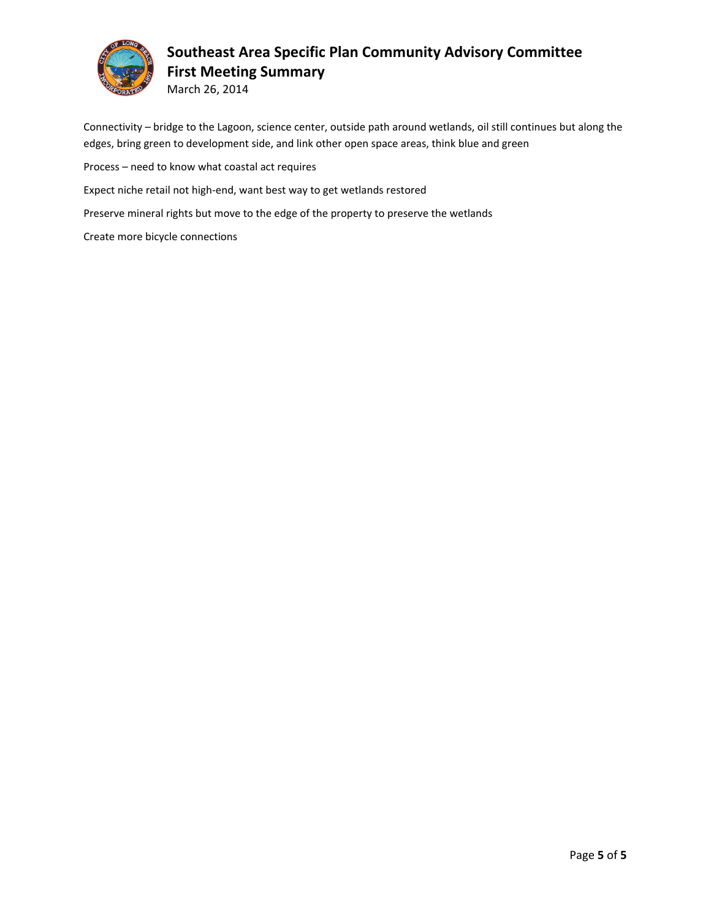Connectivity – bridge to the Lagoon, science center, outside path around wetlands, oil still continues but along the edges, bring green to development side, and link other open space areas, think blue and green

Process – need to know what coastal act requires

Expect niche retail not high-end, want best way to get wetlands restored

Preserve mineral rights but move to the edge of the property to preserve the wetlands

Create more bicycle connections